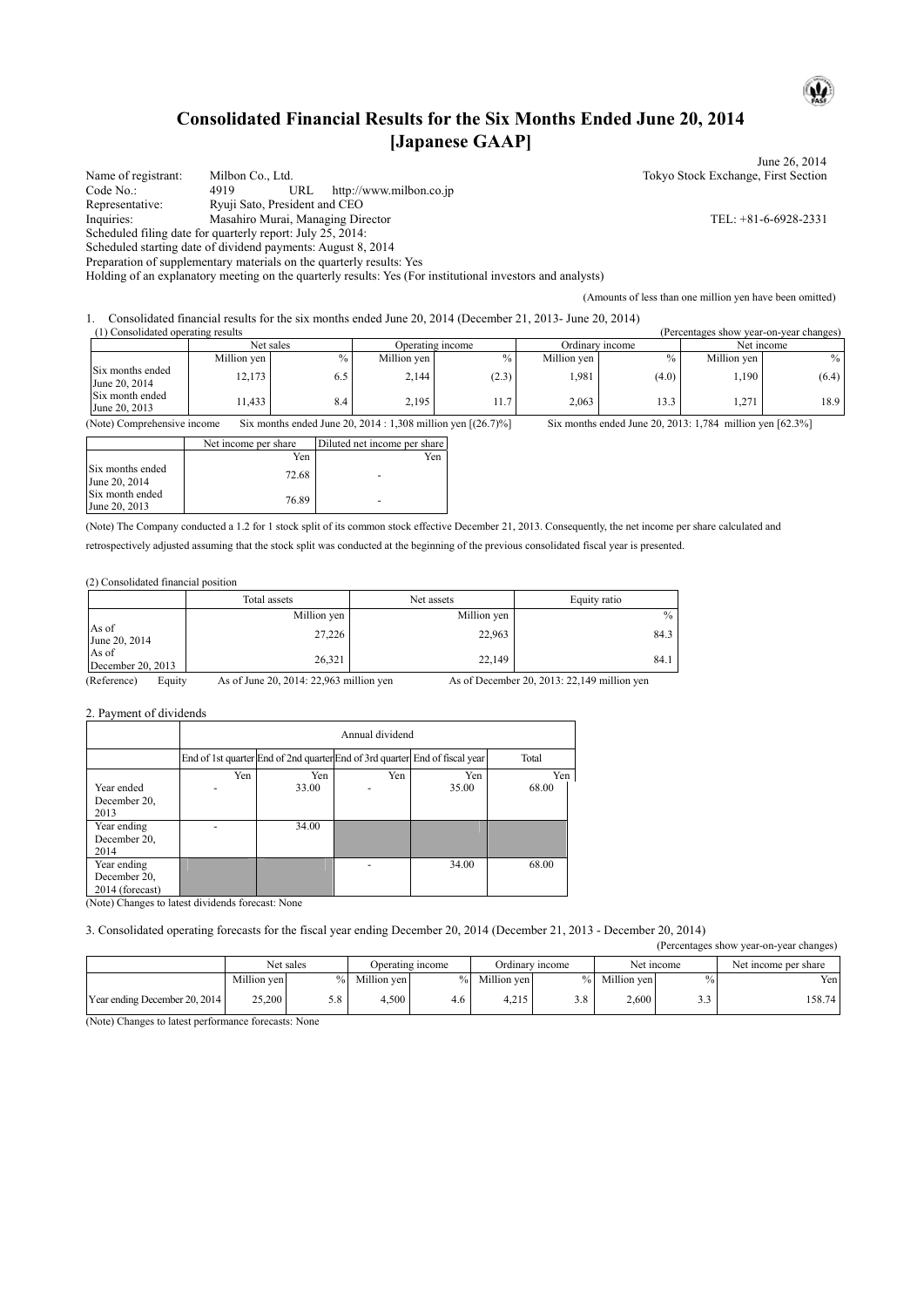# Consolidated Financial Results for the Six Months Ended June 20, 2014
# [Japanese GAAP]

June 26, 2014

Name of registrant: Milbon Co., Ltd.　　　　Tokyo Stock Exchange, First Section
Code No.: 4919　URL http://www.milbon.co.jp
Representative: Ryuji Sato, President and CEO
Inquiries: Masahiro Murai, Managing Director　　　　TEL: +81-6-6928-2331
Scheduled filing date for quarterly report: July 25, 2014:
Scheduled starting date of dividend payments: August 8, 2014
Preparation of supplementary materials on the quarterly results: Yes
Holding of an explanatory meeting on the quarterly results: Yes (For institutional investors and analysts)

(Amounts of less than one million yen have been omitted)

1. Consolidated financial results for the six months ended June 20, 2014 (December 21, 2013- June 20, 2014)

(1) Consolidated operating results　　　　(Percentages show year-on-year changes)

| | Net sales | | Operating income | | Ordinary income | | Net income | |
|---|---|---|---|---|---|---|---|---|
| | Million yen | % | Million yen | % | Million yen | % | Million yen | % |
| Six months ended June 20, 2014 | 12,173 | 6.5 | 2,144 | (2.3) | 1,981 | (4.0) | 1,190 | (6.4) |
| Six month ended June 20, 2013 | 11,433 | 8.4 | 2,195 | 11.7 | 2,063 | 13.3 | 1,271 | 18.9 |

(Note) Comprehensive income　Six months ended June 20, 2014 : 1,308 million yen [(26.7)%]　Six months ended June 20, 2013: 1,784 million yen [62.3%]

| | Net income per share | Diluted net income per share |
|---|---|---|
| | Yen | Yen |
| Six months ended June 20, 2014 | 72.68 | - |
| Six month ended June 20, 2013 | 76.89 | - |

(Note) The Company conducted a 1.2 for 1 stock split of its common stock effective December 21, 2013. Consequently, the net income per share calculated and retrospectively adjusted assuming that the stock split was conducted at the beginning of the previous consolidated fiscal year is presented.

(2) Consolidated financial position

| | Total assets | Net assets | Equity ratio |
|---|---|---|---|
| | Million yen | Million yen | % |
| As of June 20, 2014 | 27,226 | 22,963 | 84.3 |
| As of December 20, 2013 | 26,321 | 22,149 | 84.1 |

(Reference)　Equity　As of June 20, 2014: 22,963 million yen　As of December 20, 2013: 22,149 million yen

2. Payment of dividends

| | Annual dividend | | | | |
|---|---|---|---|---|---|
| | End of 1st quarter | End of 2nd quarter | End of 3rd quarter | End of fiscal year | Total |
| | Yen | Yen | Yen | Yen | Yen |
| Year ended December 20, 2013 | - | 33.00 | - | 35.00 | 68.00 |
| Year ending December 20, 2014 | - | 34.00 | | | |
| Year ending December 20, 2014 (forecast) | | | - | 34.00 | 68.00 |

(Note) Changes to latest dividends forecast: None

3. Consolidated operating forecasts for the fiscal year ending December 20, 2014 (December 21, 2013 - December 20, 2014)

(Percentages show year-on-year changes)

| | Net sales | | Operating income | | Ordinary income | | Net income | | Net income per share |
|---|---|---|---|---|---|---|---|---|---|
| | Million yen | % | Million yen | % | Million yen | % | Million yen | % | Yen |
| Year ending December 20, 2014 | 25,200 | 5.8 | 4,500 | 4.6 | 4,215 | 3.8 | 2,600 | 3.3 | 158.74 |

(Note) Changes to latest performance forecasts: None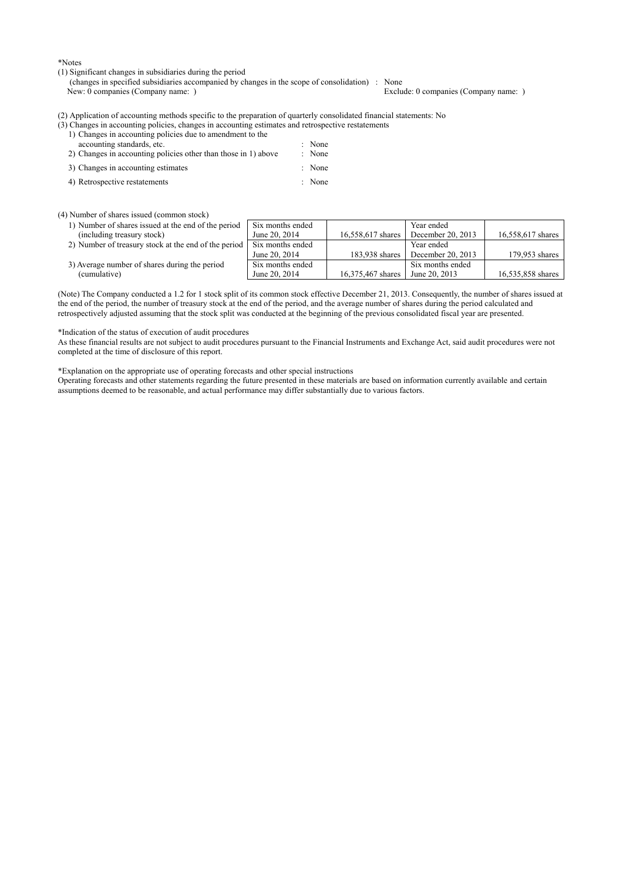*Notes

(1) Significant changes in subsidiaries during the period
(changes in specified subsidiaries accompanied by changes in the scope of consolidation) : None
New: 0 companies (Company name: ) Exclude: 0 companies (Company name: )

(2) Application of accounting methods specific to the preparation of quarterly consolidated financial statements: No

(3) Changes in accounting policies, changes in accounting estimates and retrospective restatements

1) Changes in accounting policies due to amendment to the accounting standards, etc. : None
2) Changes in accounting policies other than those in 1) above : None
3) Changes in accounting estimates : None
4) Retrospective restatements : None

(4) Number of shares issued (common stock)

| | | | | |
|---|---|---|---|---|
| 1) Number of shares issued at the end of the period (including treasury stock) | Six months ended June 20, 2014 | 16,558,617 shares | Year ended December 20, 2013 | 16,558,617 shares |
| 2) Number of treasury stock at the end of the period | Six months ended June 20, 2014 | 183,938 shares | Year ended December 20, 2013 | 179,953 shares |
| 3) Average number of shares during the period (cumulative) | Six months ended June 20, 2014 | 16,375,467 shares | Six months ended June 20, 2013 | 16,535,858 shares |

(Note) The Company conducted a 1.2 for 1 stock split of its common stock effective December 21, 2013. Consequently, the number of shares issued at the end of the period, the number of treasury stock at the end of the period, and the average number of shares during the period calculated and retrospectively adjusted assuming that the stock split was conducted at the beginning of the previous consolidated fiscal year are presented.

*Indication of the status of execution of audit procedures

As these financial results are not subject to audit procedures pursuant to the Financial Instruments and Exchange Act, said audit procedures were not completed at the time of disclosure of this report.

*Explanation on the appropriate use of operating forecasts and other special instructions

Operating forecasts and other statements regarding the future presented in these materials are based on information currently available and certain assumptions deemed to be reasonable, and actual performance may differ substantially due to various factors.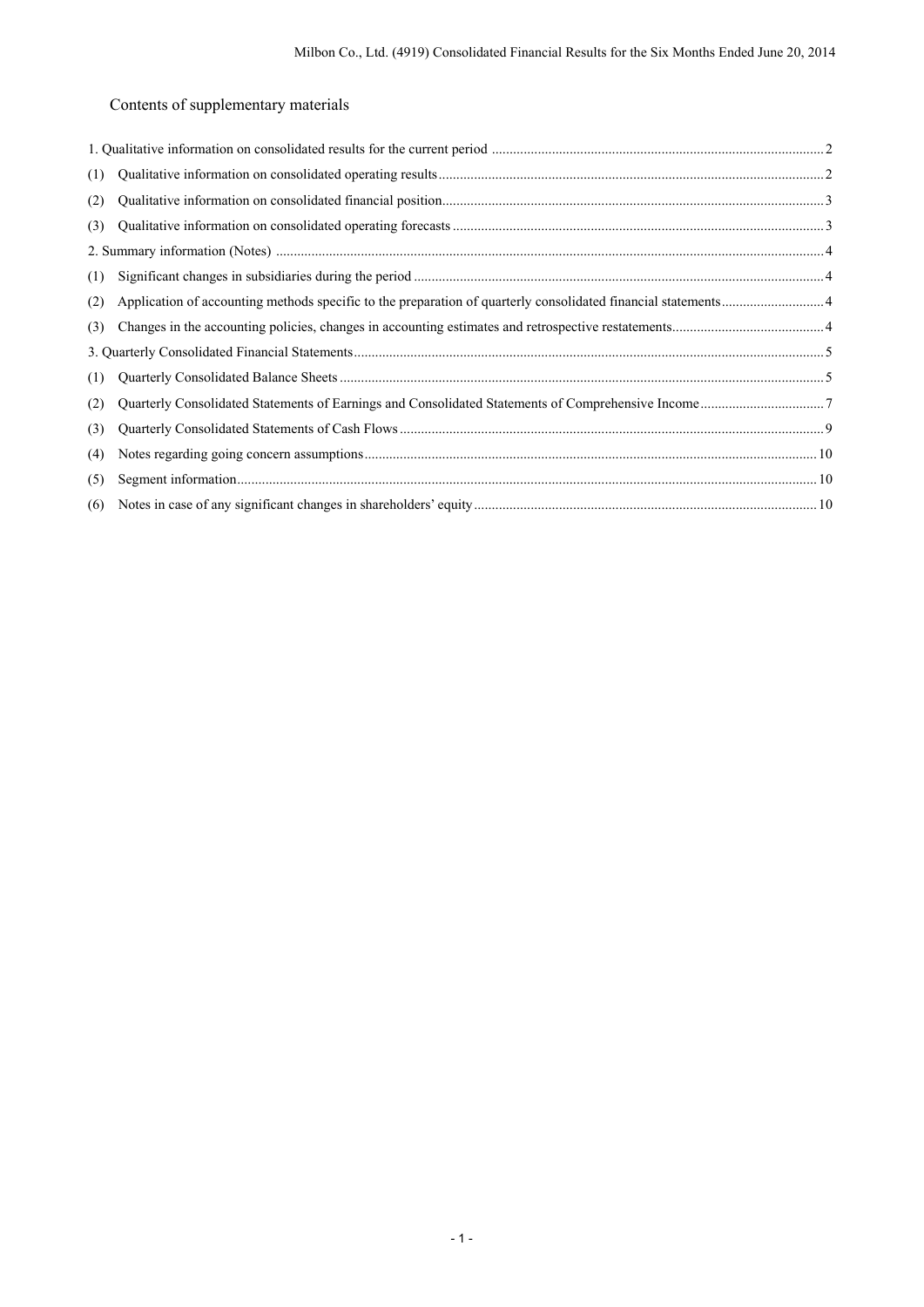## Contents of supplementary materials

1. Qualitative information on consolidated results for the current period ..... 2
   - (1) Qualitative information on consolidated operating results ..... 2
   - (2) Qualitative information on consolidated financial position ..... 3
   - (3) Qualitative information on consolidated operating forecasts ..... 3
2. Summary information (Notes) ..... 4
   - (1) Significant changes in subsidiaries during the period ..... 4
   - (2) Application of accounting methods specific to the preparation of quarterly consolidated financial statements ..... 4
   - (3) Changes in the accounting policies, changes in accounting estimates and retrospective restatements ..... 4
3. Quarterly Consolidated Financial Statements ..... 5
   - (1) Quarterly Consolidated Balance Sheets ..... 5
   - (2) Quarterly Consolidated Statements of Earnings and Consolidated Statements of Comprehensive Income ..... 7
   - (3) Quarterly Consolidated Statements of Cash Flows ..... 9
   - (4) Notes regarding going concern assumptions ..... 10
   - (5) Segment information ..... 10
   - (6) Notes in case of any significant changes in shareholders' equity ..... 10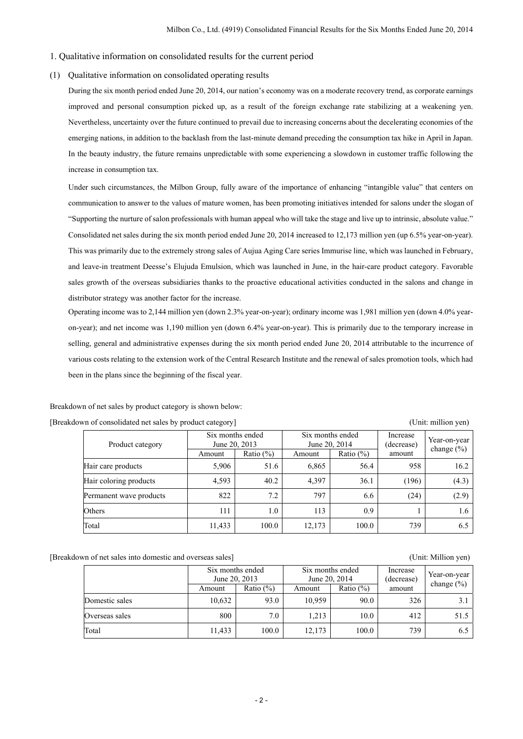## 1. Qualitative information on consolidated results for the current period

### (1) Qualitative information on consolidated operating results

During the six month period ended June 20, 2014, our nation's economy was on a moderate recovery trend, as corporate earnings improved and personal consumption picked up, as a result of the foreign exchange rate stabilizing at a weakening yen. Nevertheless, uncertainty over the future continued to prevail due to increasing concerns about the decelerating economies of the emerging nations, in addition to the backlash from the last-minute demand preceding the consumption tax hike in April in Japan. In the beauty industry, the future remains unpredictable with some experiencing a slowdown in customer traffic following the increase in consumption tax.

Under such circumstances, the Milbon Group, fully aware of the importance of enhancing "intangible value" that centers on communication to answer to the values of mature women, has been promoting initiatives intended for salons under the slogan of "Supporting the nurture of salon professionals with human appeal who will take the stage and live up to intrinsic, absolute value."

Consolidated net sales during the six month period ended June 20, 2014 increased to 12,173 million yen (up 6.5% year-on-year). This was primarily due to the extremely strong sales of Aujua Aging Care series Immurise line, which was launched in February, and leave-in treatment Deesse's Elujuda Emulsion, which was launched in June, in the hair-care product category. Favorable sales growth of the overseas subsidiaries thanks to the proactive educational activities conducted in the salons and change in distributor strategy was another factor for the increase.

Operating income was to 2,144 million yen (down 2.3% year-on-year); ordinary income was 1,981 million yen (down 4.0% year-on-year); and net income was 1,190 million yen (down 6.4% year-on-year). This is primarily due to the temporary increase in selling, general and administrative expenses during the six month period ended June 20, 2014 attributable to the incurrence of various costs relating to the extension work of the Central Research Institute and the renewal of sales promotion tools, which had been in the plans since the beginning of the fiscal year.

Breakdown of net sales by product category is shown below:

[Breakdown of consolidated net sales by product category] (Unit: million yen)

| Product category | Six months ended June 20, 2013 | | Six months ended June 20, 2014 | | Increase (decrease) amount | Year-on-year change (%) |
|---|---|---|---|---|---|---|
| | Amount | Ratio (%) | Amount | Ratio (%) | | |
| Hair care products | 5,906 | 51.6 | 6,865 | 56.4 | 958 | 16.2 |
| Hair coloring products | 4,593 | 40.2 | 4,397 | 36.1 | (196) | (4.3) |
| Permanent wave products | 822 | 7.2 | 797 | 6.6 | (24) | (2.9) |
| Others | 111 | 1.0 | 113 | 0.9 | 1 | 1.6 |
| Total | 11,433 | 100.0 | 12,173 | 100.0 | 739 | 6.5 |

[Breakdown of net sales into domestic and overseas sales] (Unit: Million yen)

| | Six months ended June 20, 2013 | | Six months ended June 20, 2014 | | Increase (decrease) amount | Year-on-year change (%) |
|---|---|---|---|---|---|---|
| | Amount | Ratio (%) | Amount | Ratio (%) | | |
| Domestic sales | 10,632 | 93.0 | 10,959 | 90.0 | 326 | 3.1 |
| Overseas sales | 800 | 7.0 | 1,213 | 10.0 | 412 | 51.5 |
| Total | 11,433 | 100.0 | 12,173 | 100.0 | 739 | 6.5 |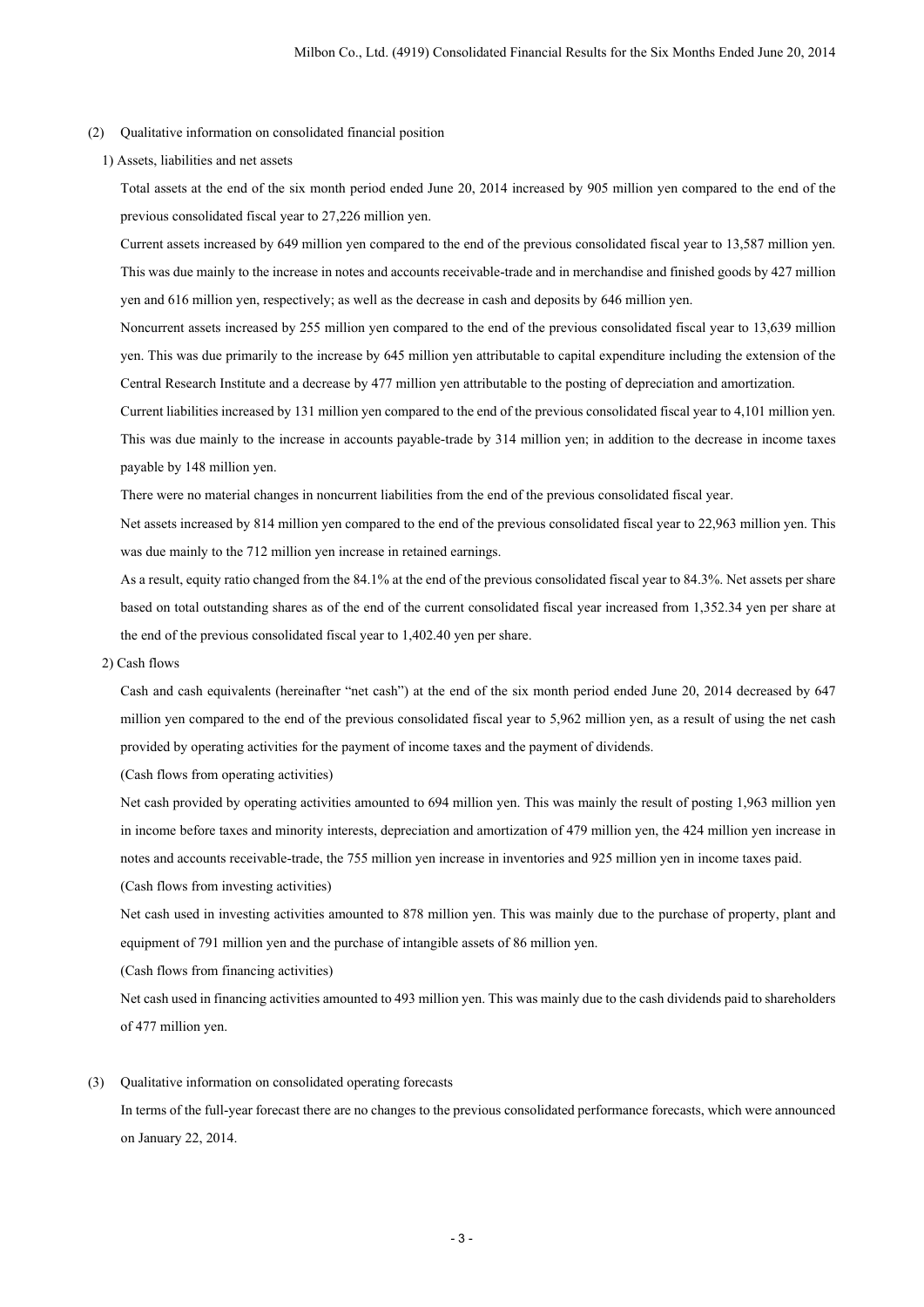(2) Qualitative information on consolidated financial position

1) Assets, liabilities and net assets

Total assets at the end of the six month period ended June 20, 2014 increased by 905 million yen compared to the end of the previous consolidated fiscal year to 27,226 million yen.

Current assets increased by 649 million yen compared to the end of the previous consolidated fiscal year to 13,587 million yen. This was due mainly to the increase in notes and accounts receivable-trade and in merchandise and finished goods by 427 million yen and 616 million yen, respectively; as well as the decrease in cash and deposits by 646 million yen.

Noncurrent assets increased by 255 million yen compared to the end of the previous consolidated fiscal year to 13,639 million yen. This was due primarily to the increase by 645 million yen attributable to capital expenditure including the extension of the Central Research Institute and a decrease by 477 million yen attributable to the posting of depreciation and amortization.

Current liabilities increased by 131 million yen compared to the end of the previous consolidated fiscal year to 4,101 million yen. This was due mainly to the increase in accounts payable-trade by 314 million yen; in addition to the decrease in income taxes payable by 148 million yen.

There were no material changes in noncurrent liabilities from the end of the previous consolidated fiscal year.

Net assets increased by 814 million yen compared to the end of the previous consolidated fiscal year to 22,963 million yen. This was due mainly to the 712 million yen increase in retained earnings.

As a result, equity ratio changed from the 84.1% at the end of the previous consolidated fiscal year to 84.3%. Net assets per share based on total outstanding shares as of the end of the current consolidated fiscal year increased from 1,352.34 yen per share at the end of the previous consolidated fiscal year to 1,402.40 yen per share.

2) Cash flows

Cash and cash equivalents (hereinafter "net cash") at the end of the six month period ended June 20, 2014 decreased by 647 million yen compared to the end of the previous consolidated fiscal year to 5,962 million yen, as a result of using the net cash provided by operating activities for the payment of income taxes and the payment of dividends.

(Cash flows from operating activities)

Net cash provided by operating activities amounted to 694 million yen. This was mainly the result of posting 1,963 million yen in income before taxes and minority interests, depreciation and amortization of 479 million yen, the 424 million yen increase in notes and accounts receivable-trade, the 755 million yen increase in inventories and 925 million yen in income taxes paid.

(Cash flows from investing activities)

Net cash used in investing activities amounted to 878 million yen. This was mainly due to the purchase of property, plant and equipment of 791 million yen and the purchase of intangible assets of 86 million yen.

(Cash flows from financing activities)

Net cash used in financing activities amounted to 493 million yen. This was mainly due to the cash dividends paid to shareholders of 477 million yen.

(3) Qualitative information on consolidated operating forecasts

In terms of the full-year forecast there are no changes to the previous consolidated performance forecasts, which were announced on January 22, 2014.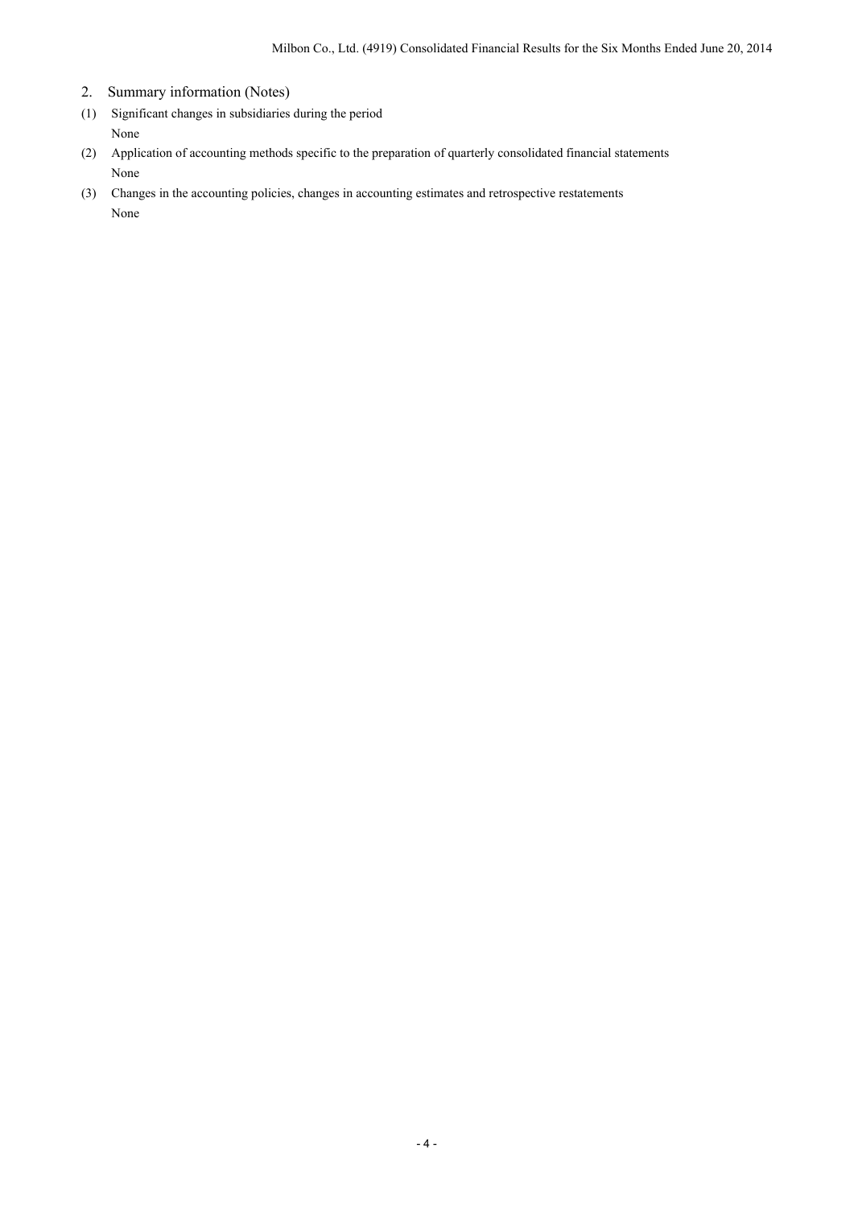## 2. Summary information (Notes)

(1) Significant changes in subsidiaries during the period

None

(2) Application of accounting methods specific to the preparation of quarterly consolidated financial statements

None

(3) Changes in the accounting policies, changes in accounting estimates and retrospective restatements

None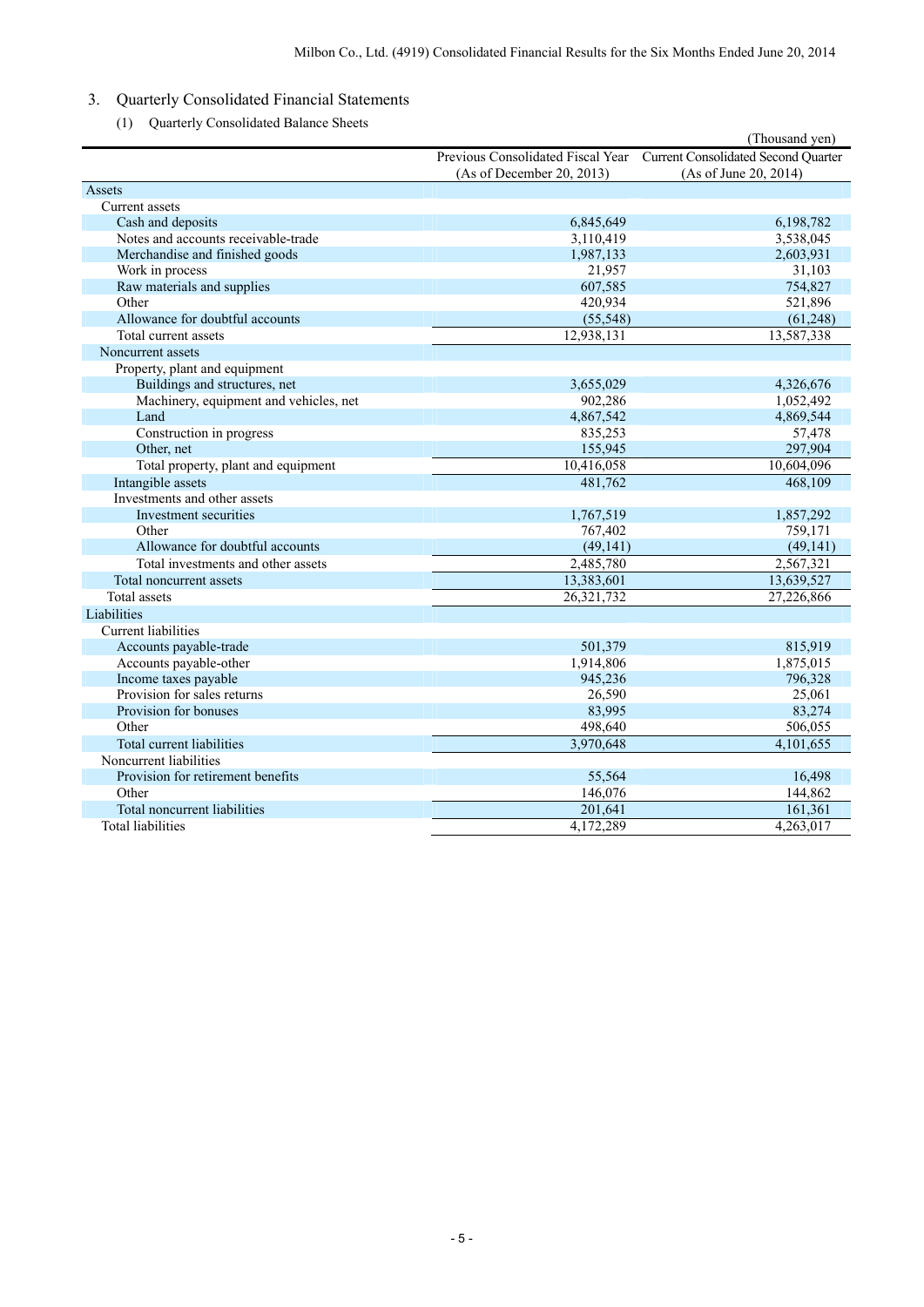## 3. Quarterly Consolidated Financial Statements

### (1) Quarterly Consolidated Balance Sheets

(Thousand yen)

| | Previous Consolidated Fiscal Year (As of December 20, 2013) | Current Consolidated Second Quarter (As of June 20, 2014) |
|---|---|---|
| Assets | | |
| Current assets | | |
| Cash and deposits | 6,845,649 | 6,198,782 |
| Notes and accounts receivable-trade | 3,110,419 | 3,538,045 |
| Merchandise and finished goods | 1,987,133 | 2,603,931 |
| Work in process | 21,957 | 31,103 |
| Raw materials and supplies | 607,585 | 754,827 |
| Other | 420,934 | 521,896 |
| Allowance for doubtful accounts | (55,548) | (61,248) |
| Total current assets | 12,938,131 | 13,587,338 |
| Noncurrent assets | | |
| Property, plant and equipment | | |
| Buildings and structures, net | 3,655,029 | 4,326,676 |
| Machinery, equipment and vehicles, net | 902,286 | 1,052,492 |
| Land | 4,867,542 | 4,869,544 |
| Construction in progress | 835,253 | 57,478 |
| Other, net | 155,945 | 297,904 |
| Total property, plant and equipment | 10,416,058 | 10,604,096 |
| Intangible assets | 481,762 | 468,109 |
| Investments and other assets | | |
| Investment securities | 1,767,519 | 1,857,292 |
| Other | 767,402 | 759,171 |
| Allowance for doubtful accounts | (49,141) | (49,141) |
| Total investments and other assets | 2,485,780 | 2,567,321 |
| Total noncurrent assets | 13,383,601 | 13,639,527 |
| Total assets | 26,321,732 | 27,226,866 |
| Liabilities | | |
| Current liabilities | | |
| Accounts payable-trade | 501,379 | 815,919 |
| Accounts payable-other | 1,914,806 | 1,875,015 |
| Income taxes payable | 945,236 | 796,328 |
| Provision for sales returns | 26,590 | 25,061 |
| Provision for bonuses | 83,995 | 83,274 |
| Other | 498,640 | 506,055 |
| Total current liabilities | 3,970,648 | 4,101,655 |
| Noncurrent liabilities | | |
| Provision for retirement benefits | 55,564 | 16,498 |
| Other | 146,076 | 144,862 |
| Total noncurrent liabilities | 201,641 | 161,361 |
| Total liabilities | 4,172,289 | 4,263,017 |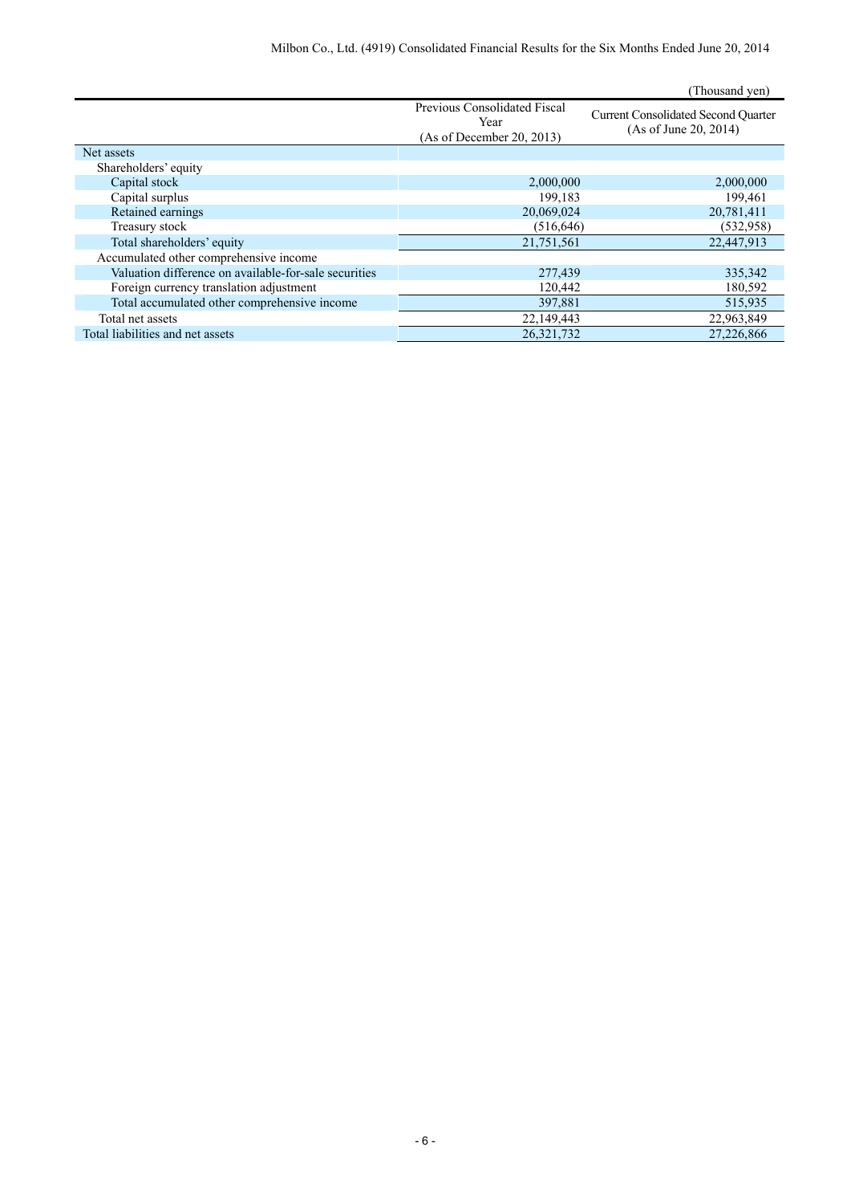(Thousand yen)

| | Previous Consolidated Fiscal Year (As of December 20, 2013) | Current Consolidated Second Quarter (As of June 20, 2014) |
|---|---|---|
| Net assets | | |
| Shareholders' equity | | |
| Capital stock | 2,000,000 | 2,000,000 |
| Capital surplus | 199,183 | 199,461 |
| Retained earnings | 20,069,024 | 20,781,411 |
| Treasury stock | (516,646) | (532,958) |
| Total shareholders' equity | 21,751,561 | 22,447,913 |
| Accumulated other comprehensive income | | |
| Valuation difference on available-for-sale securities | 277,439 | 335,342 |
| Foreign currency translation adjustment | 120,442 | 180,592 |
| Total accumulated other comprehensive income | 397,881 | 515,935 |
| Total net assets | 22,149,443 | 22,963,849 |
| Total liabilities and net assets | 26,321,732 | 27,226,866 |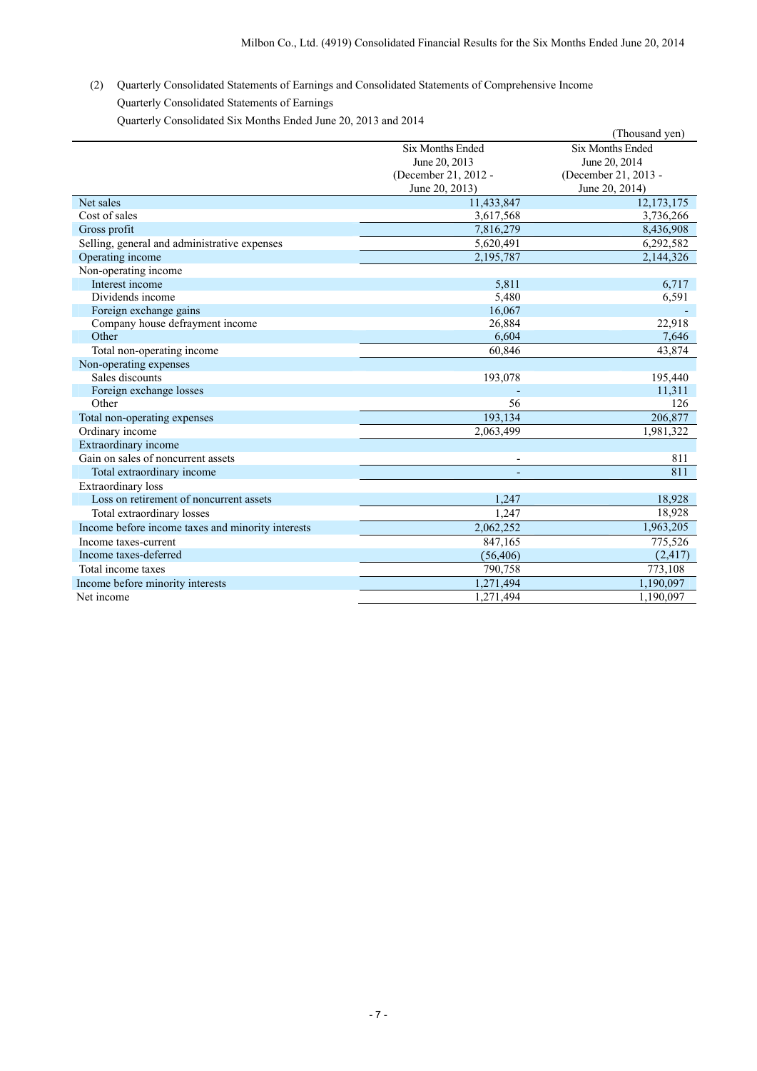(2) Quarterly Consolidated Statements of Earnings and Consolidated Statements of Comprehensive Income

Quarterly Consolidated Statements of Earnings

Quarterly Consolidated Six Months Ended June 20, 2013 and 2014

(Thousand yen)

| | Six Months Ended June 20, 2013 (December 21, 2012 - June 20, 2013) | Six Months Ended June 20, 2014 (December 21, 2013 - June 20, 2014) |
|---|---|---|
| Net sales | 11,433,847 | 12,173,175 |
| Cost of sales | 3,617,568 | 3,736,266 |
| Gross profit | 7,816,279 | 8,436,908 |
| Selling, general and administrative expenses | 5,620,491 | 6,292,582 |
| Operating income | 2,195,787 | 2,144,326 |
| Non-operating income | | |
| Interest income | 5,811 | 6,717 |
| Dividends income | 5,480 | 6,591 |
| Foreign exchange gains | 16,067 | - |
| Company house defrayment income | 26,884 | 22,918 |
| Other | 6,604 | 7,646 |
| Total non-operating income | 60,846 | 43,874 |
| Non-operating expenses | | |
| Sales discounts | 193,078 | 195,440 |
| Foreign exchange losses | - | 11,311 |
| Other | 56 | 126 |
| Total non-operating expenses | 193,134 | 206,877 |
| Ordinary income | 2,063,499 | 1,981,322 |
| Extraordinary income | | |
| Gain on sales of noncurrent assets | - | 811 |
| Total extraordinary income | - | 811 |
| Extraordinary loss | | |
| Loss on retirement of noncurrent assets | 1,247 | 18,928 |
| Total extraordinary losses | 1,247 | 18,928 |
| Income before income taxes and minority interests | 2,062,252 | 1,963,205 |
| Income taxes-current | 847,165 | 775,526 |
| Income taxes-deferred | (56,406) | (2,417) |
| Total income taxes | 790,758 | 773,108 |
| Income before minority interests | 1,271,494 | 1,190,097 |
| Net income | 1,271,494 | 1,190,097 |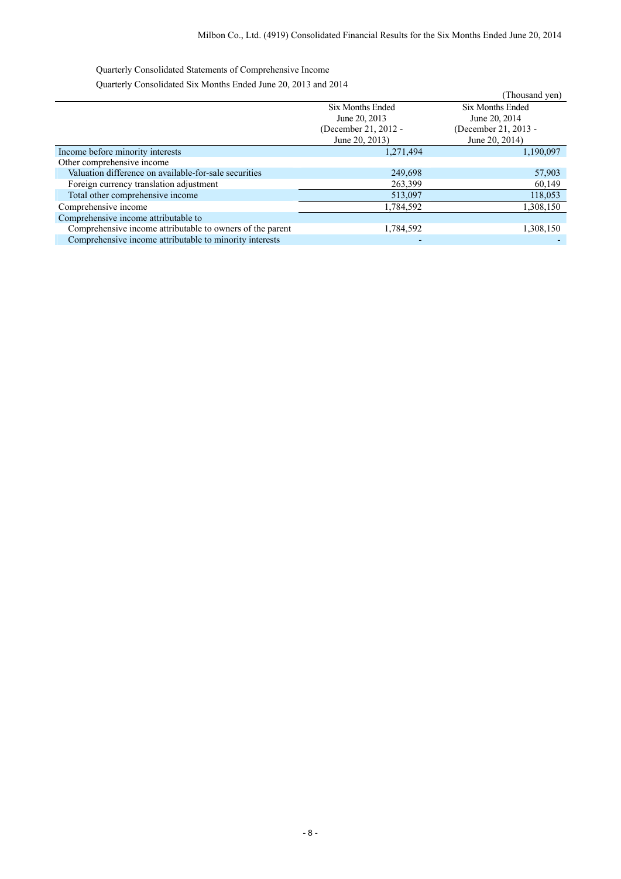Quarterly Consolidated Statements of Comprehensive Income

Quarterly Consolidated Six Months Ended June 20, 2013 and 2014

(Thousand yen)

| | Six Months Ended June 20, 2013 (December 21, 2012 - June 20, 2013) | Six Months Ended June 20, 2014 (December 21, 2013 - June 20, 2014) |
|---|---|---|
| Income before minority interests | 1,271,494 | 1,190,097 |
| Other comprehensive income | | |
| Valuation difference on available-for-sale securities | 249,698 | 57,903 |
| Foreign currency translation adjustment | 263,399 | 60,149 |
| Total other comprehensive income | 513,097 | 118,053 |
| Comprehensive income | 1,784,592 | 1,308,150 |
| Comprehensive income attributable to | | |
| Comprehensive income attributable to owners of the parent | 1,784,592 | 1,308,150 |
| Comprehensive income attributable to minority interests | - | - |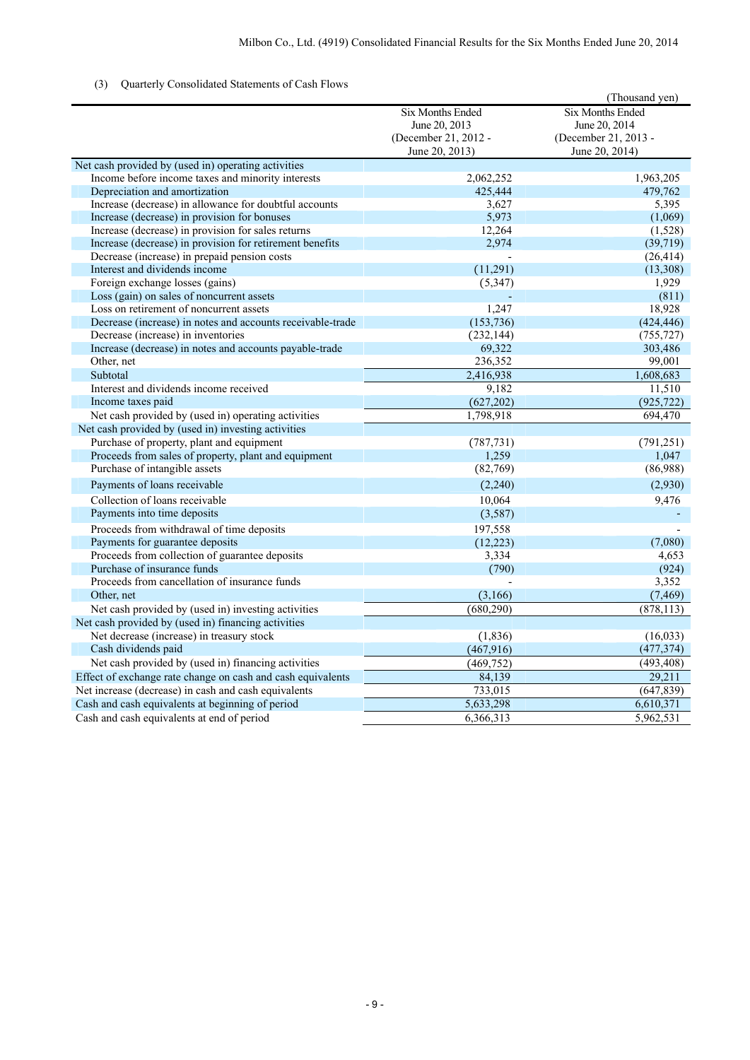(3) Quarterly Consolidated Statements of Cash Flows

(Thousand yen)

| | Six Months Ended June 20, 2013 (December 21, 2012 - June 20, 2013) | Six Months Ended June 20, 2014 (December 21, 2013 - June 20, 2014) |
|---|---|---|
| Net cash provided by (used in) operating activities | | |
| Income before income taxes and minority interests | 2,062,252 | 1,963,205 |
| Depreciation and amortization | 425,444 | 479,762 |
| Increase (decrease) in allowance for doubtful accounts | 3,627 | 5,395 |
| Increase (decrease) in provision for bonuses | 5,973 | (1,069) |
| Increase (decrease) in provision for sales returns | 12,264 | (1,528) |
| Increase (decrease) in provision for retirement benefits | 2,974 | (39,719) |
| Decrease (increase) in prepaid pension costs | - | (26,414) |
| Interest and dividends income | (11,291) | (13,308) |
| Foreign exchange losses (gains) | (5,347) | 1,929 |
| Loss (gain) on sales of noncurrent assets | - | (811) |
| Loss on retirement of noncurrent assets | 1,247 | 18,928 |
| Decrease (increase) in notes and accounts receivable-trade | (153,736) | (424,446) |
| Decrease (increase) in inventories | (232,144) | (755,727) |
| Increase (decrease) in notes and accounts payable-trade | 69,322 | 303,486 |
| Other, net | 236,352 | 99,001 |
| Subtotal | 2,416,938 | 1,608,683 |
| Interest and dividends income received | 9,182 | 11,510 |
| Income taxes paid | (627,202) | (925,722) |
| Net cash provided by (used in) operating activities | 1,798,918 | 694,470 |
| Net cash provided by (used in) investing activities | | |
| Purchase of property, plant and equipment | (787,731) | (791,251) |
| Proceeds from sales of property, plant and equipment | 1,259 | 1,047 |
| Purchase of intangible assets | (82,769) | (86,988) |
| Payments of loans receivable | (2,240) | (2,930) |
| Collection of loans receivable | 10,064 | 9,476 |
| Payments into time deposits | (3,587) | - |
| Proceeds from withdrawal of time deposits | 197,558 | - |
| Payments for guarantee deposits | (12,223) | (7,080) |
| Proceeds from collection of guarantee deposits | 3,334 | 4,653 |
| Purchase of insurance funds | (790) | (924) |
| Proceeds from cancellation of insurance funds | - | 3,352 |
| Other, net | (3,166) | (7,469) |
| Net cash provided by (used in) investing activities | (680,290) | (878,113) |
| Net cash provided by (used in) financing activities | | |
| Net decrease (increase) in treasury stock | (1,836) | (16,033) |
| Cash dividends paid | (467,916) | (477,374) |
| Net cash provided by (used in) financing activities | (469,752) | (493,408) |
| Effect of exchange rate change on cash and cash equivalents | 84,139 | 29,211 |
| Net increase (decrease) in cash and cash equivalents | 733,015 | (647,839) |
| Cash and cash equivalents at beginning of period | 5,633,298 | 6,610,371 |
| Cash and cash equivalents at end of period | 6,366,313 | 5,962,531 |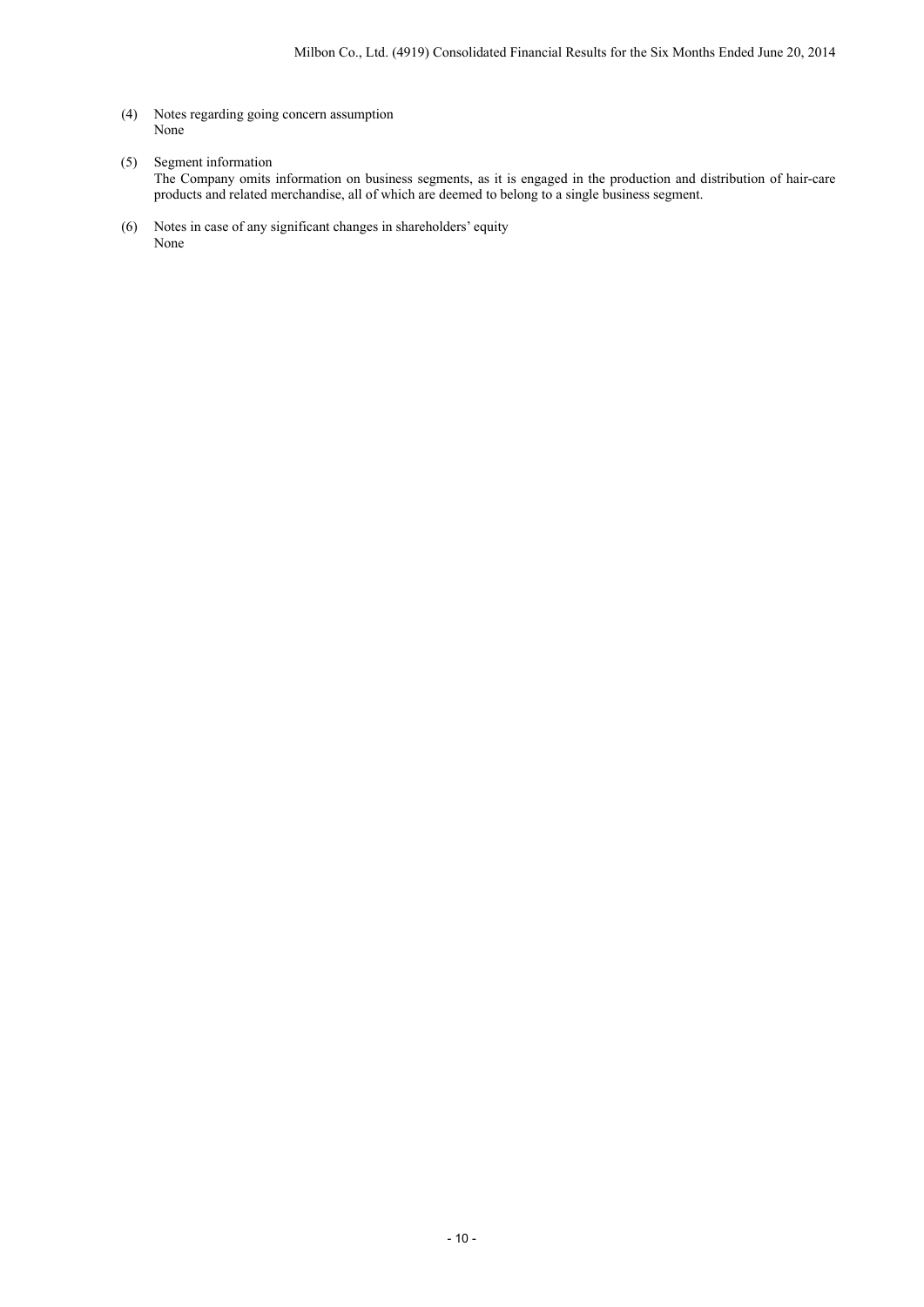(4) Notes regarding going concern assumption
None

(5) Segment information
The Company omits information on business segments, as it is engaged in the production and distribution of hair-care products and related merchandise, all of which are deemed to belong to a single business segment.

(6) Notes in case of any significant changes in shareholders' equity
None